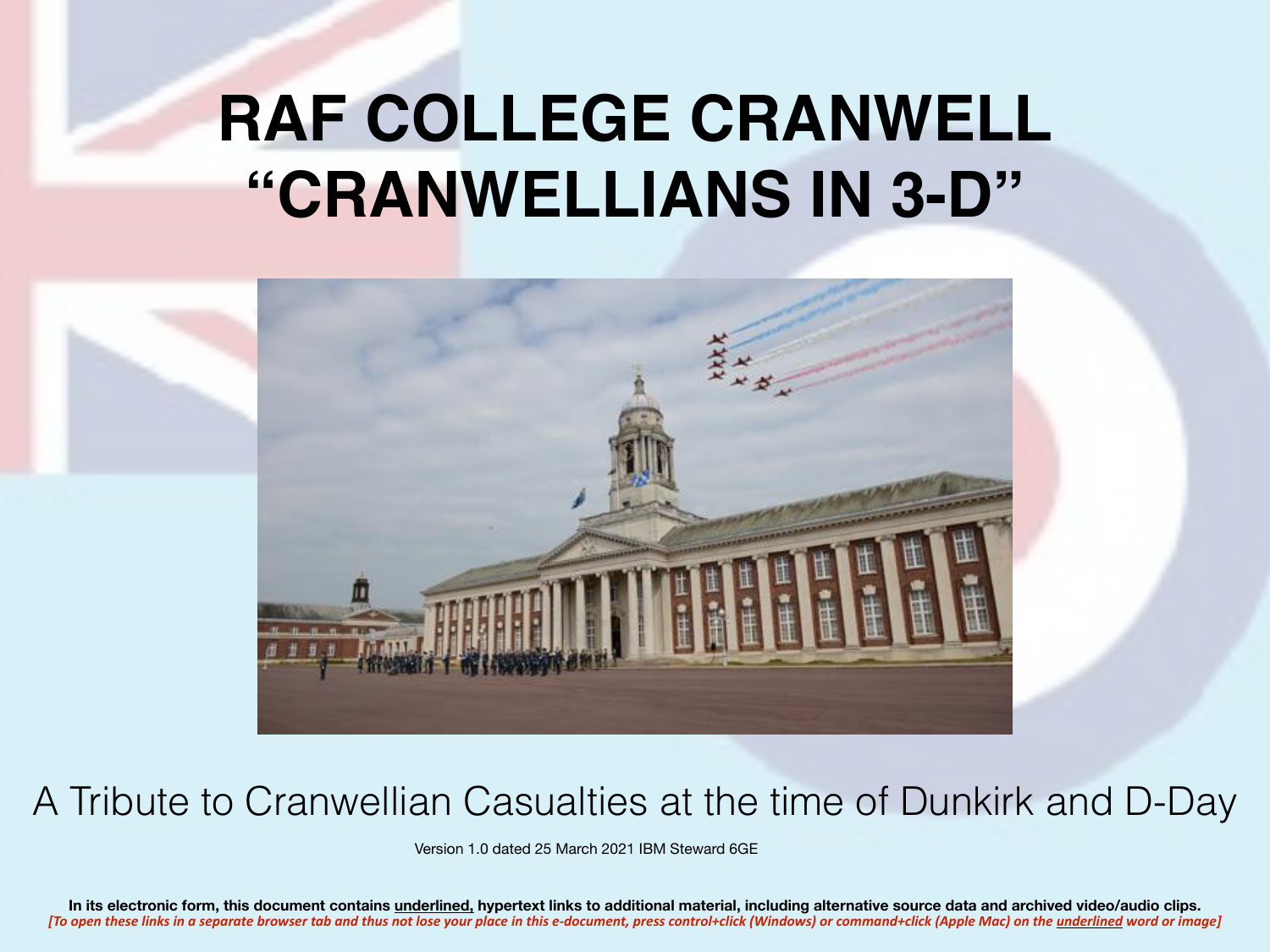# RAF COLLEGE CRANWELL
# "CRANWELLIANS IN 3-D"

A Tribute to Cranwellian Casualties at the time of Dunkirk and D-Day

Version 1.0 dated 25 March 2021 IBM Steward 6GE

**In its electronic form, this document contains underlined, hypertext links to additional material, including alternative source data and archived video/audio clips.**
***[To open these links in a separate browser tab and thus not lose your place in this e-document, press control+click (Windows) or command+click (Apple Mac) on the underlined word or image]***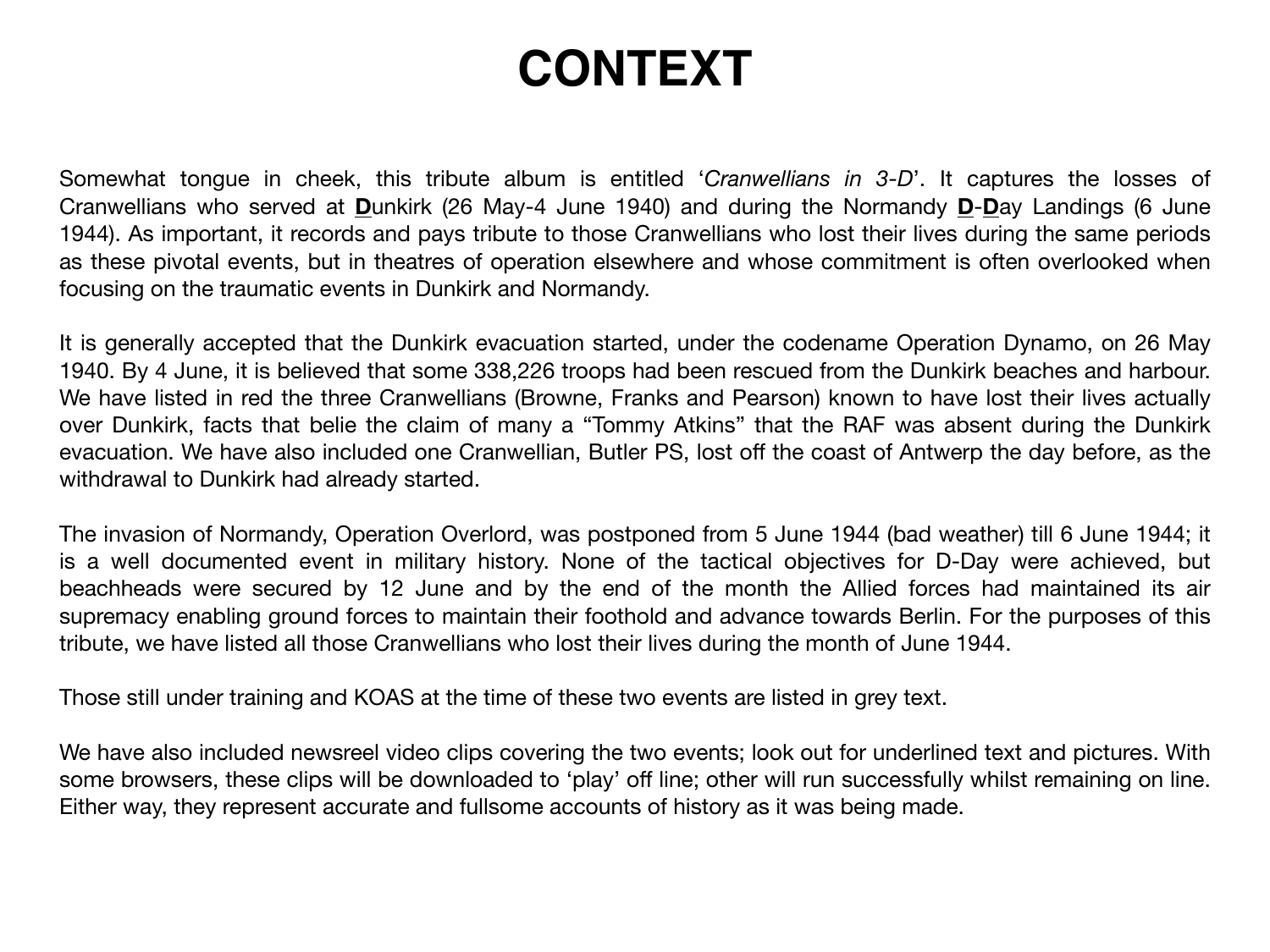# CONTEXT

Somewhat tongue in cheek, this tribute album is entitled '*Cranwellians in 3-D*'. It captures the losses of Cranwellians who served at **D**unkirk (26 May-4 June 1940) and during the Normandy **D**-**D**ay Landings (6 June 1944). As important, it records and pays tribute to those Cranwellians who lost their lives during the same periods as these pivotal events, but in theatres of operation elsewhere and whose commitment is often overlooked when focusing on the traumatic events in Dunkirk and Normandy.

It is generally accepted that the Dunkirk evacuation started, under the codename Operation Dynamo, on 26 May 1940. By 4 June, it is believed that some 338,226 troops had been rescued from the Dunkirk beaches and harbour. We have listed in red the three Cranwellians (Browne, Franks and Pearson) known to have lost their lives actually over Dunkirk, facts that belie the claim of many a "Tommy Atkins" that the RAF was absent during the Dunkirk evacuation. We have also included one Cranwellian, Butler PS, lost off the coast of Antwerp the day before, as the withdrawal to Dunkirk had already started.

The invasion of Normandy, Operation Overlord, was postponed from 5 June 1944 (bad weather) till 6 June 1944; it is a well documented event in military history. None of the tactical objectives for D-Day were achieved, but beachheads were secured by 12 June and by the end of the month the Allied forces had maintained its air supremacy enabling ground forces to maintain their foothold and advance towards Berlin. For the purposes of this tribute, we have listed all those Cranwellians who lost their lives during the month of June 1944.

Those still under training and KOAS at the time of these two events are listed in grey text.

We have also included newsreel video clips covering the two events; look out for underlined text and pictures. With some browsers, these clips will be downloaded to 'play' off line; other will run successfully whilst remaining on line. Either way, they represent accurate and fullsome accounts of history as it was being made.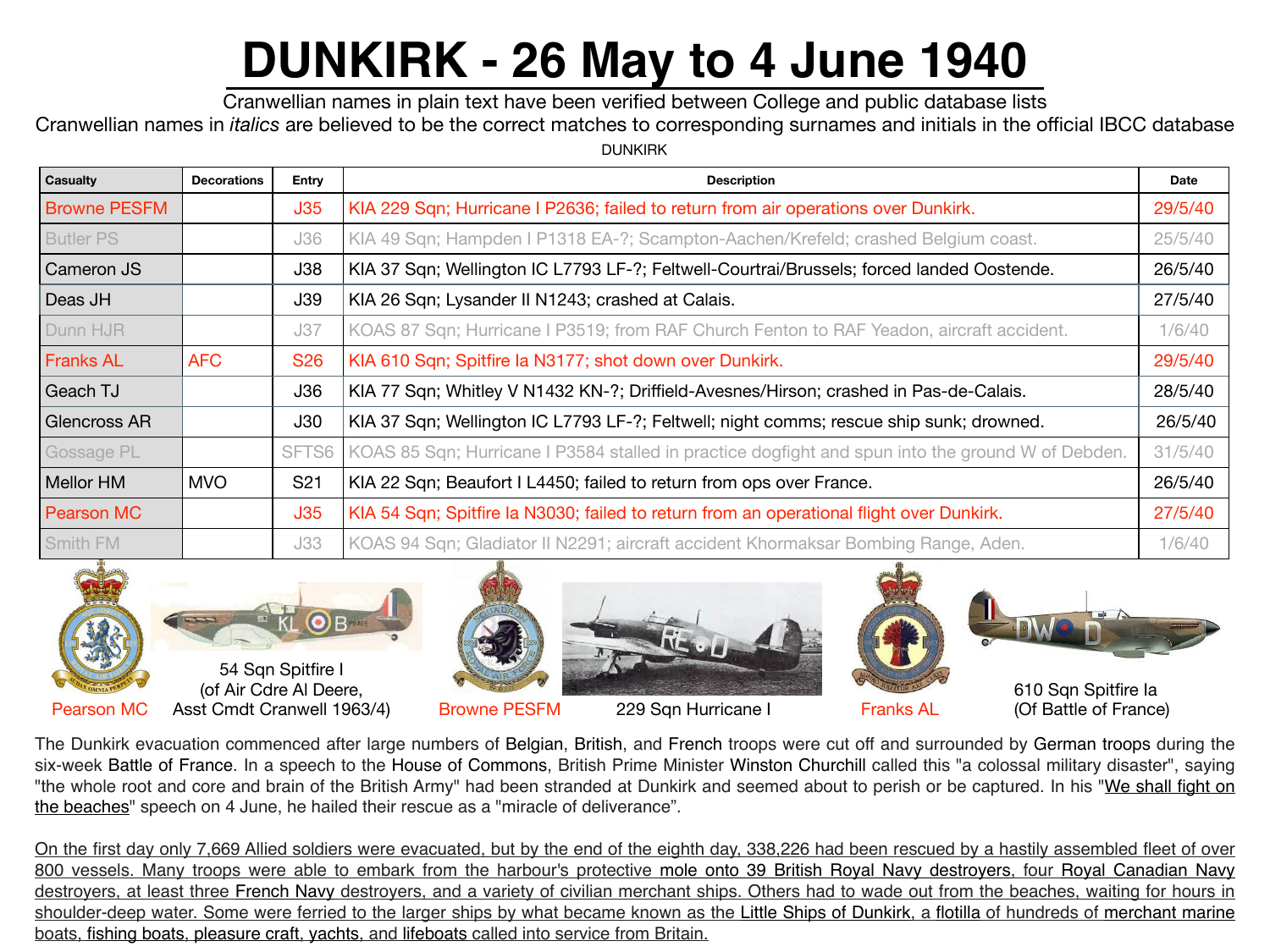# DUNKIRK - 26 May to 4 June 1940

Cranwellian names in plain text have been verified between College and public database lists

Cranwellian names in *italics* are believed to be the correct matches to corresponding surnames and initials in the official IBCC database

DUNKIRK

| Casualty | Decorations | Entry | Description | Date |
|---|---|---|---|---|
| Browne PESFM | | J35 | KIA 229 Sqn; Hurricane I P2636; failed to return from air operations over Dunkirk. | 29/5/40 |
| Butler PS | | J36 | KIA 49 Sqn; Hampden I P1318 EA-?; Scampton-Aachen/Krefeld; crashed Belgium coast. | 25/5/40 |
| Cameron JS | | J38 | KIA 37 Sqn; Wellington IC L7793 LF-?; Feltwell-Courtrai/Brussels; forced landed Oostende. | 26/5/40 |
| Deas JH | | J39 | KIA 26 Sqn; Lysander II N1243; crashed at Calais. | 27/5/40 |
| Dunn HJR | | J37 | KOAS 87 Sqn; Hurricane I P3519; from RAF Church Fenton to RAF Yeadon, aircraft accident. | 1/6/40 |
| Franks AL | AFC | S26 | KIA 610 Sqn; Spitfire Ia N3177; shot down over Dunkirk. | 29/5/40 |
| Geach TJ | | J36 | KIA 77 Sqn; Whitley V N1432 KN-?; Driffield-Avesnes/Hirson; crashed in Pas-de-Calais. | 28/5/40 |
| Glencross AR | | J30 | KIA 37 Sqn; Wellington IC L7793 LF-?; Feltwell; night comms; rescue ship sunk; drowned. | 26/5/40 |
| Gossage PL | | SFTS6 | KOAS 85 Sqn; Hurricane I P3584 stalled in practice dogfight and spun into the ground W of Debden. | 31/5/40 |
| Mellor HM | MVO | S21 | KIA 22 Sqn; Beaufort I L4450; failed to return from ops over France. | 26/5/40 |
| Pearson MC | | J35 | KIA 54 Sqn; Spitfire Ia N3030; failed to return from an operational flight over Dunkirk. | 27/5/40 |
| Smith FM | | J33 | KOAS 94 Sqn; Gladiator II N2291; aircraft accident Khormaksar Bombing Range, Aden. | 1/6/40 |

Pearson MC

54 Sqn Spitfire I (of Air Cdre Al Deere, Asst Cmdt Cranwell 1963/4)

Browne PESFM

229 Sqn Hurricane I

Franks AL

610 Sqn Spitfire Ia (Of Battle of France)

The Dunkirk evacuation commenced after large numbers of Belgian, British, and French troops were cut off and surrounded by German troops during the six-week Battle of France. In a speech to the House of Commons, British Prime Minister Winston Churchill called this "a colossal military disaster", saying "the whole root and core and brain of the British Army" had been stranded at Dunkirk and seemed about to perish or be captured. In his "We shall fight on the beaches" speech on 4 June, he hailed their rescue as a "miracle of deliverance".

On the first day only 7,669 Allied soldiers were evacuated, but by the end of the eighth day, 338,226 had been rescued by a hastily assembled fleet of over 800 vessels. Many troops were able to embark from the harbour's protective mole onto 39 British Royal Navy destroyers, four Royal Canadian Navy destroyers, at least three French Navy destroyers, and a variety of civilian merchant ships. Others had to wade out from the beaches, waiting for hours in shoulder-deep water. Some were ferried to the larger ships by what became known as the Little Ships of Dunkirk, a flotilla of hundreds of merchant marine boats, fishing boats, pleasure craft, yachts, and lifeboats called into service from Britain.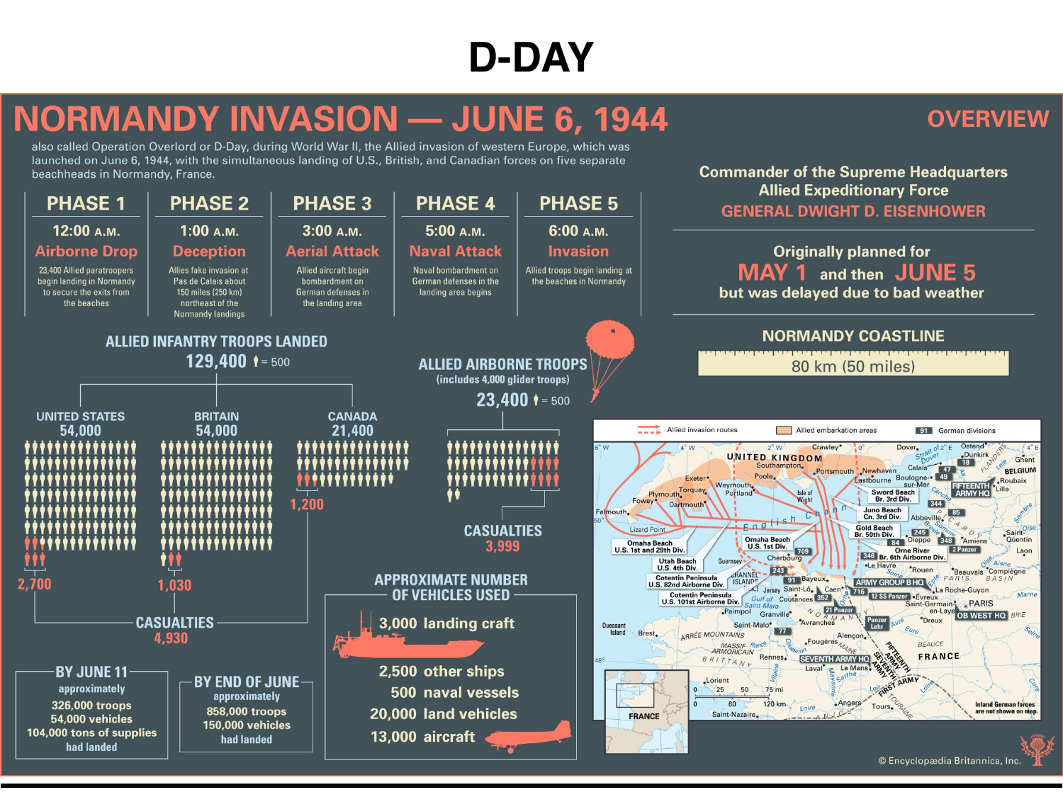# D-DAY

## NORMANDY INVASION — JUNE 6, 1944

also called Operation Overlord or D-Day, during World War II, the Allied invasion of western Europe, which was launched on June 6, 1944, with the simultaneous landing of U.S., British, and Canadian forces on five separate beachheads in Normandy, France.

| PHASE 1 | PHASE 2 | PHASE 3 | PHASE 4 | PHASE 5 |
|---|---|---|---|---|
| 12:00 A.M. | 1:00 A.M. | 3:00 A.M. | 5:00 A.M. | 6:00 A.M. |
| **Airborne Drop** | **Deception** | **Aerial Attack** | **Naval Attack** | **Invasion** |
| 23,400 Allied paratroopers begin landing in Normandy to secure the exits from the beaches | Allies fake invasion at Pas de Calais about 150 miles (250 km) northeast of the Normandy landings | Allied aircraft begin bombardment on German defenses in the landing area | Naval bombardment on German defenses in the landing area begins | Allied troops begin landing at the beaches in Normandy |

### ALLIED INFANTRY TROOPS LANDED

**129,400** (= 500)

| | UNITED STATES | BRITAIN | CANADA |
|---|---|---|---|
| Troops | 54,000 | 54,000 | 21,400 |
| Casualties | 2,700 | 1,030 | 1,200 |

**CASUALTIES 4,930**

### ALLIED AIRBORNE TROOPS

(includes 4,000 glider troops)

**23,400** (= 500)

**CASUALTIES 3,999**

### BY JUNE 11

approximately
326,000 troops
54,000 vehicles
104,000 tons of supplies
had landed

### BY END OF JUNE

approximately
858,000 troops
150,000 vehicles
had landed

### APPROXIMATE NUMBER OF VEHICLES USED

- 3,000 landing craft
- 2,500 other ships
- 500 naval vessels
- 20,000 land vehicles
- 13,000 aircraft

## OVERVIEW

Commander of the Supreme Headquarters Allied Expeditionary Force
**GENERAL DWIGHT D. EISENHOWER**

Originally planned for **MAY 1** and then **JUNE 5** but was delayed due to bad weather

### NORMANDY COASTLINE

80 km (50 miles)

Map legend: Allied invasion routes; Allied embarkation areas; German divisions

Utah Beach U.S. 4th Div.; Omaha Beach U.S. 1st and 29th Div.; Omaha Beach U.S. 1st Div.; Gold Beach Br. 50th Div.; Juno Beach Cn. 3rd Div.; Sword Beach Br. 3rd Div.; Orne River Br. 6th Airborne Div.; Cotentin Peninsula U.S. 82nd Airborne Div.; Cotentin Peninsula U.S. 101st Airborne Div.; FIFTEENTH ARMY HQ; ARMY GROUP B HQ; SEVENTH ARMY HQ; OB WEST HQ; 12 SS Panzer; 21 Panzer; 2 Panzer; Panzer Lehr

Inland German forces are not shown on map.

© Encyclopædia Britannica, Inc.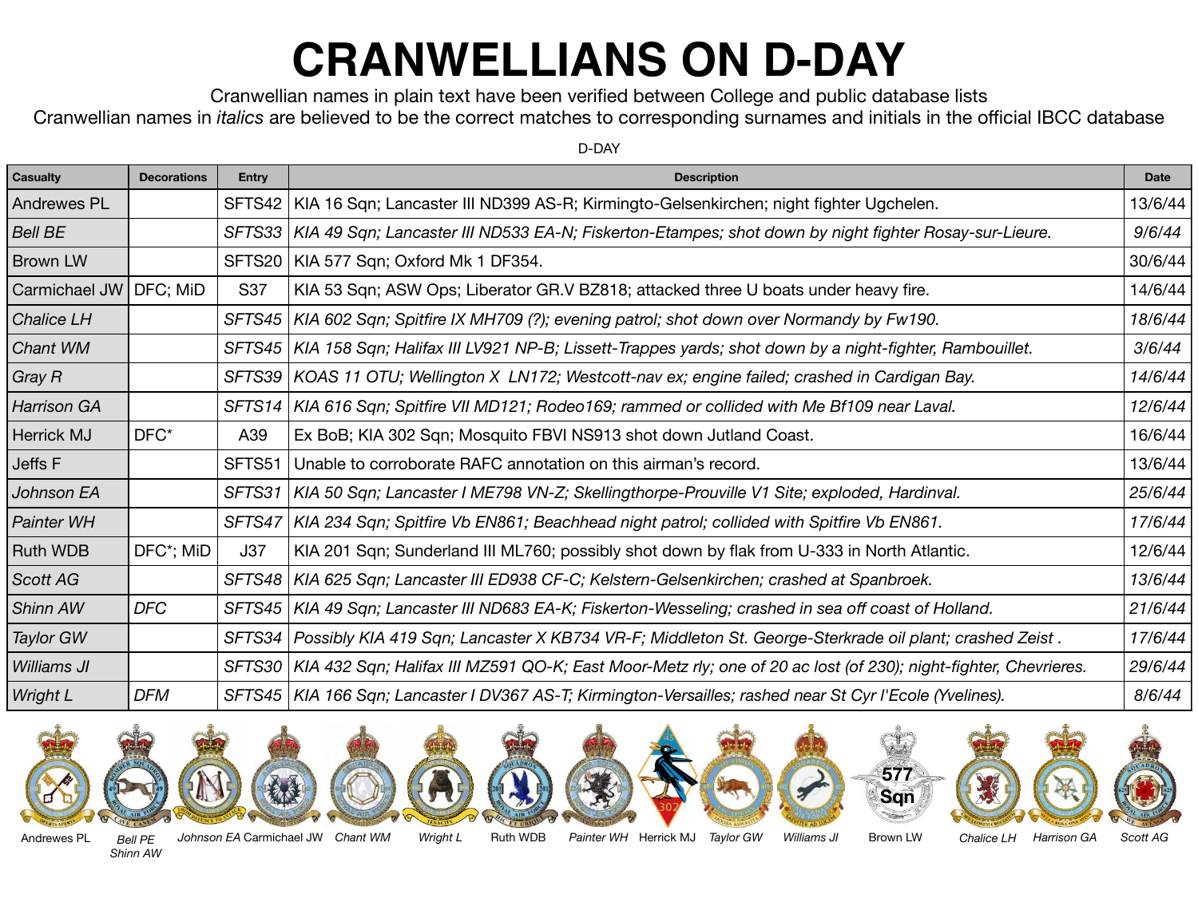# CRANWELLIANS ON D-DAY

Cranwellian names in plain text have been verified between College and public database lists

Cranwellian names in *italics* are believed to be the correct matches to corresponding surnames and initials in the official IBCC database

D-DAY

| Casualty | Decorations | Entry | Description | Date |
|---|---|---|---|---|
| Andrewes PL | | SFTS42 | KIA 16 Sqn; Lancaster III ND399 AS-R; Kirmingto-Gelsenkirchen; night fighter Ugchelen. | 13/6/44 |
| *Bell BE* | | *SFTS33* | *KIA 49 Sqn; Lancaster III ND533 EA-N; Fiskerton-Etampes; shot down by night fighter Rosay-sur-Lieure.* | *9/6/44* |
| Brown LW | | SFTS20 | KIA 577 Sqn; Oxford Mk 1 DF354. | 30/6/44 |
| Carmichael JW | DFC; MiD | S37 | KIA 53 Sqn; ASW Ops; Liberator GR.V BZ818; attacked three U boats under heavy fire. | 14/6/44 |
| *Chalice LH* | | *SFTS45* | *KIA 602 Sqn; Spitfire IX MH709 (?); evening patrol; shot down over Normandy by Fw190.* | *18/6/44* |
| *Chant WM* | | *SFTS45* | *KIA 158 Sqn; Halifax III LV921 NP-B; Lissett-Trappes yards; shot down by a night-fighter, Rambouillet.* | *3/6/44* |
| *Gray R* | | *SFTS39* | *KOAS 11 OTU; Wellington X LN172; Westcott-nav ex; engine failed; crashed in Cardigan Bay.* | *14/6/44* |
| *Harrison GA* | | *SFTS14* | *KIA 616 Sqn; Spitfire VII MD121; Rodeo169; rammed or collided with Me Bf109 near Laval.* | *12/6/44* |
| Herrick MJ | DFC* | A39 | Ex BoB; KIA 302 Sqn; Mosquito FBVI NS913 shot down Jutland Coast. | 16/6/44 |
| Jeffs F | | SFTS51 | Unable to corroborate RAFC annotation on this airman's record. | 13/6/44 |
| *Johnson EA* | | *SFTS31* | *KIA 50 Sqn; Lancaster I ME798 VN-Z; Skellingthorpe-Prouville V1 Site; exploded, Hardinval.* | *25/6/44* |
| *Painter WH* | | *SFTS47* | *KIA 234 Sqn; Spitfire Vb EN861; Beachhead night patrol; collided with Spitfire Vb EN861.* | *17/6/44* |
| Ruth WDB | DFC*; MiD | J37 | KIA 201 Sqn; Sunderland III ML760; possibly shot down by flak from U-333 in North Atlantic. | 12/6/44 |
| *Scott AG* | | *SFTS48* | *KIA 625 Sqn; Lancaster III ED938 CF-C; Kelstern-Gelsenkirchen; crashed at Spanbroek.* | *13/6/44* |
| *Shinn AW* | *DFC* | *SFTS45* | *KIA 49 Sqn; Lancaster III ND683 EA-K; Fiskerton-Wesseling; crashed in sea off coast of Holland.* | *21/6/44* |
| *Taylor GW* | | *SFTS34* | *Possibly KIA 419 Sqn; Lancaster X KB734 VR-F; Middleton St. George-Sterkrade oil plant; crashed Zeist .* | *17/6/44* |
| *Williams JI* | | *SFTS30* | *KIA 432 Sqn; Halifax III MZ591 QO-K; East Moor-Metz rly; one of 20 ac lost (of 230); night-fighter, Chevrieres.* | *29/6/44* |
| *Wright L* | *DFM* | *SFTS45* | *KIA 166 Sqn; Lancaster I DV367 AS-T; Kirmington-Versailles; rashed near St Cyr l'Ecole (Yvelines).* | *8/6/44* |

Andrewes PL | *Bell PE* *Shinn AW* | *Johnson EA* | Carmichael JW | *Chant WM* | *Wright L* | Ruth WDB | *Painter WH* | Herrick MJ | *Taylor GW* | *Williams JI* | Brown LW | *Chalice LH* | *Harrison GA* | *Scott AG*